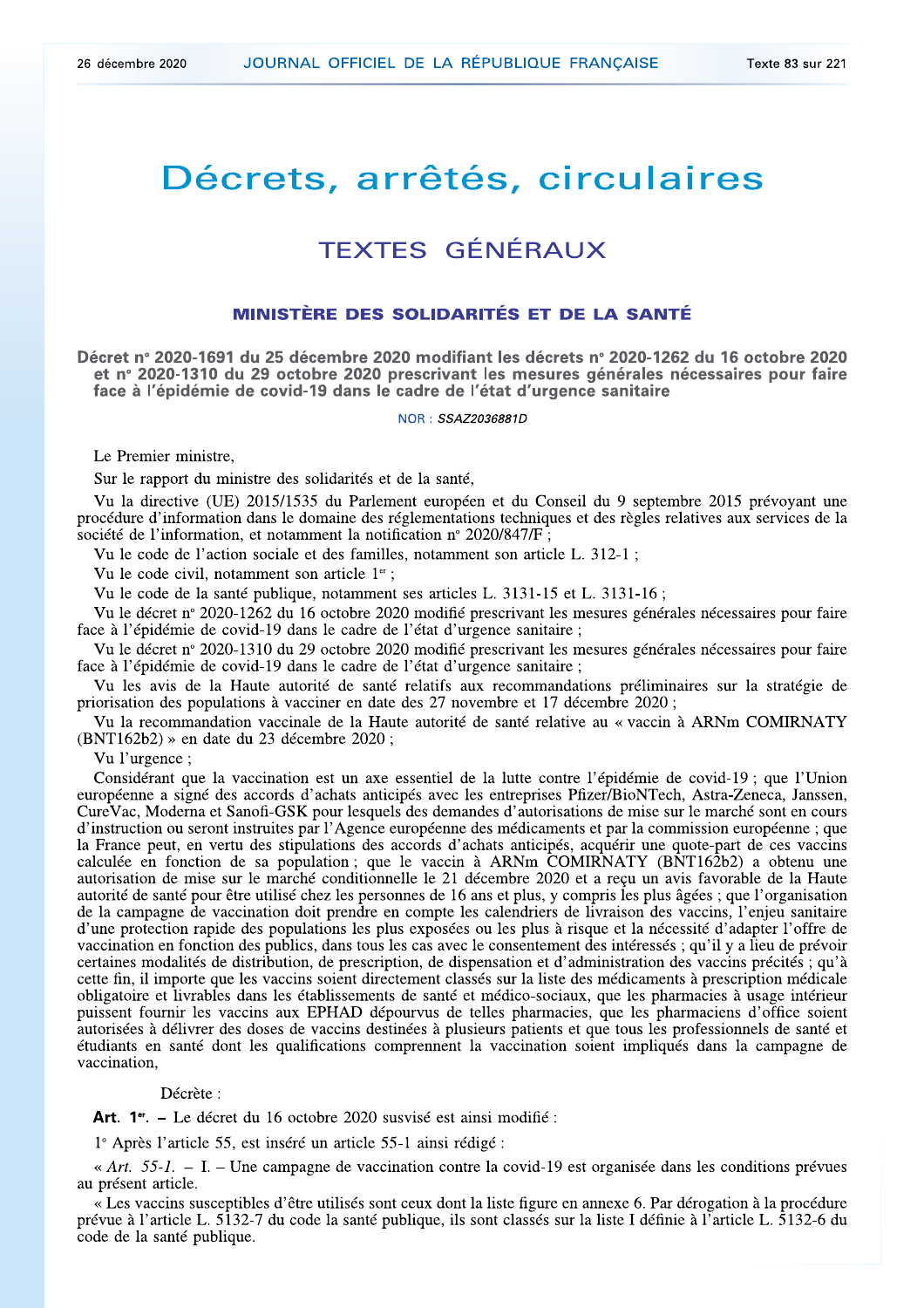# Décrets, arrêtés, circulaires

## TEXTES GÉNÉRAUX

### MINISTÈRE DES SOLIDARITÉS ET DE LA SANTÉ

**Décret n° 2020-1691 du 25 décembre 2020 modifiant les décrets n° 2020-1262 du 16 octobre 2020 et n° 2020-1310 du 29 octobre 2020 prescrivant les mesures générales nécessaires pour faire face à l'épidémie de covid-19 dans le cadre de l'état d'urgence sanitaire**

NOR : *SSAZ2036881D*

Le Premier ministre,

Sur le rapport du ministre des solidarités et de la santé,

Vu la directive (UE) 2015/1535 du Parlement européen et du Conseil du 9 septembre 2015 prévoyant une procédure d'information dans le domaine des réglementations techniques et des règles relatives aux services de la société de l'information, et notamment la notification n° 2020/847/F ;

Vu le code de l'action sociale et des familles, notamment son article L. 312-1 ;

Vu le code civil, notamment son article 1er ;

Vu le code de la santé publique, notamment ses articles L. 3131-15 et L. 3131-16 ;

Vu le décret n° 2020-1262 du 16 octobre 2020 modifié prescrivant les mesures générales nécessaires pour faire face à l'épidémie de covid-19 dans le cadre de l'état d'urgence sanitaire ;

Vu le décret n° 2020-1310 du 29 octobre 2020 modifié prescrivant les mesures générales nécessaires pour faire face à l'épidémie de covid-19 dans le cadre de l'état d'urgence sanitaire ;

Vu les avis de la Haute autorité de santé relatifs aux recommandations préliminaires sur la stratégie de priorisation des populations à vacciner en date des 27 novembre et 17 décembre 2020 ;

Vu la recommandation vaccinale de la Haute autorité de santé relative au « vaccin à ARNm COMIRNATY (BNT162b2) » en date du 23 décembre 2020 ;

Vu l'urgence ;

Considérant que la vaccination est un axe essentiel de la lutte contre l'épidémie de covid-19 ; que l'Union européenne a signé des accords d'achats anticipés avec les entreprises Pfizer/BioNTech, Astra-Zeneca, Janssen, CureVac, Moderna et Sanofi-GSK pour lesquels des demandes d'autorisations de mise sur le marché sont en cours d'instruction ou seront instruites par l'Agence européenne des médicaments et par la commission européenne ; que la France peut, en vertu des stipulations des accords d'achats anticipés, acquérir une quote-part de ces vaccins calculée en fonction de sa population ; que le vaccin à ARNm COMIRNATY (BNT162b2) a obtenu une autorisation de mise sur le marché conditionnelle le 21 décembre 2020 et a reçu un avis favorable de la Haute autorité de santé pour être utilisé chez les personnes de 16 ans et plus, y compris les plus âgées ; que l'organisation de la campagne de vaccination doit prendre en compte les calendriers de livraison des vaccins, l'enjeu sanitaire d'une protection rapide des populations les plus exposées ou les plus à risque et la nécessité d'adapter l'offre de vaccination en fonction des publics, dans tous les cas avec le consentement des intéressés ; qu'il y a lieu de prévoir certaines modalités de distribution, de prescription, de dispensation et d'administration des vaccins précités ; qu'à cette fin, il importe que les vaccins soient directement classés sur la liste des médicaments à prescription médicale obligatoire et livrables dans les établissements de santé et médico-sociaux, que les pharmacies à usage intérieur puissent fournir les vaccins aux EPHAD dépourvus de telles pharmacies, que les pharmaciens d'office soient autorisées à délivrer des doses de vaccins destinées à plusieurs patients et que tous les professionnels de santé et étudiants en santé dont les qualifications comprennent la vaccination soient impliqués dans la campagne de vaccination,

Décrète :

**Art. 1er.** – Le décret du 16 octobre 2020 susvisé est ainsi modifié :

1° Après l'article 55, est inséré un article 55-1 ainsi rédigé :

« *Art. 55-1.* – I. – Une campagne de vaccination contre la covid-19 est organisée dans les conditions prévues au présent article.

« Les vaccins susceptibles d'être utilisés sont ceux dont la liste figure en annexe 6. Par dérogation à la procédure prévue à l'article L. 5132-7 du code de la santé publique, ils sont classés sur la liste I définie à l'article L. 5132-6 du code de la santé publique.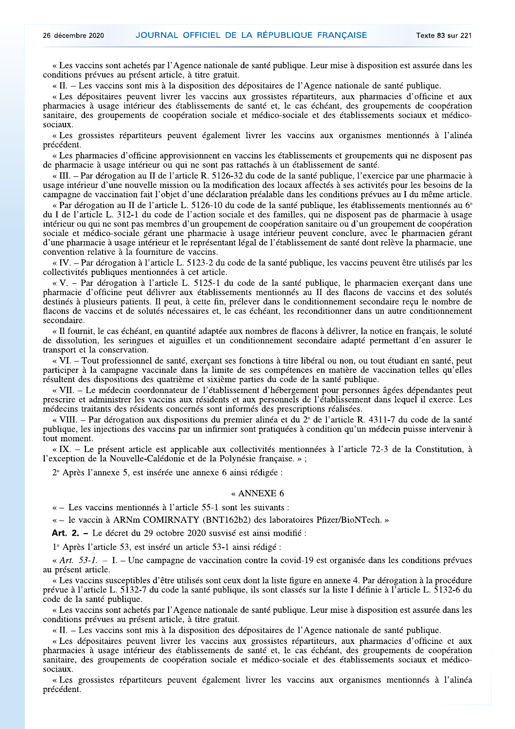« Les vaccins sont achetés par l'Agence nationale de santé publique. Leur mise à disposition est assurée dans les conditions prévues au présent article, à titre gratuit.

« II. – Les vaccins sont mis à la disposition des dépositaires de l'Agence nationale de santé publique.

« Les dépositaires peuvent livrer les vaccins aux grossistes répartiteurs, aux pharmacies d'officine et aux pharmacies à usage intérieur des établissements de santé et, le cas échéant, des groupements de coopération sanitaire, des groupements de coopération sociale et médico-sociale et des établissements sociaux et médico-sociaux.

« Les grossistes répartiteurs peuvent également livrer les vaccins aux organismes mentionnés à l'alinéa précédent.

« Les pharmacies d'officine approvisionnent en vaccins les établissements et groupements qui ne disposent pas de pharmacie à usage intérieur ou qui ne sont pas rattachés à un établissement de santé.

« III. – Par dérogation au II de l'article R. 5126-32 du code de la santé publique, l'exercice par une pharmacie à usage intérieur d'une nouvelle mission ou la modification des locaux affectés à ses activités pour les besoins de la campagne de vaccination fait l'objet d'une déclaration préalable dans les conditions prévues au I du même article.

« Par dérogation au II de l'article L. 5126-10 du code de la santé publique, les établissements mentionnés au 6° du I de l'article L. 312-1 du code de l'action sociale et des familles, qui ne disposent pas de pharmacie à usage intérieur ou qui ne sont pas membres d'un groupement de coopération sanitaire ou d'un groupement de coopération sociale et médico-sociale gérant une pharmacie à usage intérieur peuvent conclure, avec le pharmacien gérant d'une pharmacie à usage intérieur et le représentant légal de l'établissement de santé dont relève la pharmacie, une convention relative à la fourniture de vaccins.

« IV. – Par dérogation à l'article L. 5123-2 du code de la santé publique, les vaccins peuvent être utilisés par les collectivités publiques mentionnées à cet article.

« V. – Par dérogation à l'article L. 5125-1 du code de la santé publique, le pharmacien exerçant dans une pharmacie d'officine peut délivrer aux établissements mentionnés au II des flacons de vaccins et des solutés destinés à plusieurs patients. Il peut, à cette fin, prélever dans le conditionnement secondaire reçu le nombre de flacons de vaccins et de solutés nécessaires et, le cas échéant, les reconditionner dans un autre conditionnement secondaire.

« Il fournit, le cas échéant, en quantité adaptée aux nombres de flacons à délivrer, la notice en français, le soluté de dissolution, les seringues et aiguilles et un conditionnement secondaire adapté permettant d'en assurer le transport et la conservation.

« VI. – Tout professionnel de santé, exerçant ses fonctions à titre libéral ou non, ou tout étudiant en santé, peut participer à la campagne vaccinale dans la limite de ses compétences en matière de vaccination telles qu'elles résultent des dispositions des quatrième et sixième parties du code de la santé publique.

« VII. – Le médecin coordonnateur de l'établissement d'hébergement pour personnes âgées dépendantes peut prescrire et administrer les vaccins aux résidents et aux personnels de l'établissement dans lequel il exerce. Les médecins traitants des résidents concernés sont informés des prescriptions réalisées.

« VIII. – Par dérogation aux dispositions du premier alinéa et du 2° de l'article R. 4311-7 du code de la santé publique, les injections des vaccins par un infirmier sont pratiquées à condition qu'un médecin puisse intervenir à tout moment.

« IX. – Le présent article est applicable aux collectivités mentionnées à l'article 72-3 de la Constitution, à l'exception de la Nouvelle-Calédonie et de la Polynésie française. » ;

2° Après l'annexe 5, est insérée une annexe 6 ainsi rédigée :

« ANNEXE 6

« – Les vaccins mentionnés à l'article 55-1 sont les suivants :

« – le vaccin à ARNm COMIRNATY (BNT162b2) des laboratoires Pfizer/BioNTech. »

**Art. 2. –** Le décret du 29 octobre 2020 susvisé est ainsi modifié :

1° Après l'article 53, est inséré un article 53-1 ainsi rédigé :

« *Art. 53-1.* – I. – Une campagne de vaccination contre la covid-19 est organisée dans les conditions prévues au présent article.

« Les vaccins susceptibles d'être utilisés sont ceux dont la liste figure en annexe 4. Par dérogation à la procédure prévue à l'article L. 5132-7 du code la santé publique, ils sont classés sur la liste I définie à l'article L. 5132-6 du code de la santé publique.

« Les vaccins sont achetés par l'Agence nationale de santé publique. Leur mise à disposition est assurée dans les conditions prévues au présent article, à titre gratuit.

« II. – Les vaccins sont mis à la disposition des dépositaires de l'Agence nationale de santé publique.

« Les dépositaires peuvent livrer les vaccins aux grossistes répartiteurs, aux pharmacies d'officine et aux pharmacies à usage intérieur des établissements de santé et, le cas échéant, des groupements de coopération sanitaire, des groupements de coopération sociale et médico-sociale et des établissements sociaux et médico-sociaux.

« Les grossistes répartiteurs peuvent également livrer les vaccins aux organismes mentionnés à l'alinéa précédent.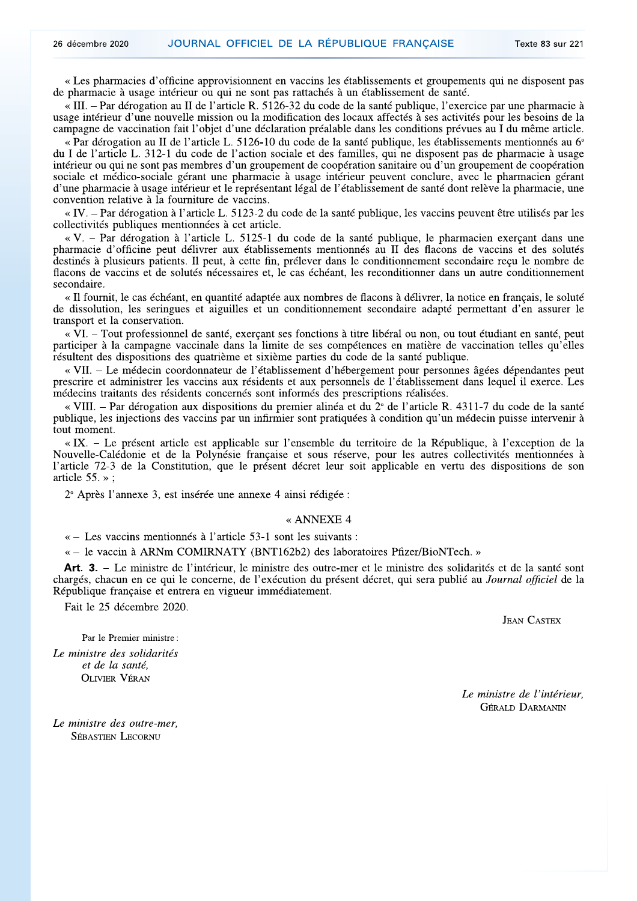« Les pharmacies d'officine approvisionnent en vaccins les établissements et groupements qui ne disposent pas de pharmacie à usage intérieur ou qui ne sont pas rattachés à un établissement de santé.

« III. – Par dérogation au II de l'article R. 5126-32 du code de la santé publique, l'exercice par une pharmacie à usage intérieur d'une nouvelle mission ou la modification des locaux affectés à ses activités pour les besoins de la campagne de vaccination fait l'objet d'une déclaration préalable dans les conditions prévues au I du même article.

« Par dérogation au II de l'article L. 5126-10 du code de la santé publique, les établissements mentionnés au 6° du I de l'article L. 312-1 du code de l'action sociale et des familles, qui ne disposent pas de pharmacie à usage intérieur ou qui ne sont pas membres d'un groupement de coopération sanitaire ou d'un groupement de coopération sociale et médico-sociale gérant une pharmacie à usage intérieur peuvent conclure, avec le pharmacien gérant d'une pharmacie à usage intérieur et le représentant légal de l'établissement de santé dont relève la pharmacie, une convention relative à la fourniture de vaccins.

« IV. – Par dérogation à l'article L. 5123-2 du code de la santé publique, les vaccins peuvent être utilisés par les collectivités publiques mentionnées à cet article.

« V. – Par dérogation à l'article L. 5125-1 du code de la santé publique, le pharmacien exerçant dans une pharmacie d'officine peut délivrer aux établissements mentionnés au II des flacons de vaccins et des solutés destinés à plusieurs patients. Il peut, à cette fin, prélever dans le conditionnement secondaire reçu le nombre de flacons de vaccins et de solutés nécessaires et, le cas échéant, les reconditionner dans un autre conditionnement secondaire.

« Il fournit, le cas échéant, en quantité adaptée aux nombres de flacons à délivrer, la notice en français, le soluté de dissolution, les seringues et aiguilles et un conditionnement secondaire adapté permettant d'en assurer le transport et la conservation.

« VI. – Tout professionnel de santé, exerçant ses fonctions à titre libéral ou non, ou tout étudiant en santé, peut participer à la campagne vaccinale dans la limite de ses compétences en matière de vaccination telles qu'elles résultent des dispositions des quatrième et sixième parties du code de la santé publique.

« VII. – Le médecin coordonnateur de l'établissement d'hébergement pour personnes âgées dépendantes peut prescrire et administrer les vaccins aux résidents et aux personnels de l'établissement dans lequel il exerce. Les médecins traitants des résidents concernés sont informés des prescriptions réalisées.

« VIII. – Par dérogation aux dispositions du premier alinéa et du 2° de l'article R. 4311-7 du code de la santé publique, les injections des vaccins par un infirmier sont pratiquées à condition qu'un médecin puisse intervenir à tout moment.

« IX. – Le présent article est applicable sur l'ensemble du territoire de la République, à l'exception de la Nouvelle-Calédonie et de la Polynésie française et sous réserve, pour les autres collectivités mentionnées à l'article 72-3 de la Constitution, que le présent décret leur soit applicable en vertu des dispositions de son article 55. » ;

2° Après l'annexe 3, est insérée une annexe 4 ainsi rédigée :

« ANNEXE 4

« – Les vaccins mentionnés à l'article 53-1 sont les suivants :

« – le vaccin à ARNm COMIRNATY (BNT162b2) des laboratoires Pfizer/BioNTech. »

**Art. 3.** – Le ministre de l'intérieur, le ministre des outre-mer et le ministre des solidarités et de la santé sont chargés, chacun en ce qui le concerne, de l'exécution du présent décret, qui sera publié au *Journal officiel* de la République française et entrera en vigueur immédiatement.

Fait le 25 décembre 2020.

JEAN CASTEX

Par le Premier ministre :

*Le ministre des solidarités et de la santé,*
OLIVIER VÉRAN

*Le ministre de l'intérieur,*
GÉRALD DARMANIN

*Le ministre des outre-mer,*
SÉBASTIEN LECORNU